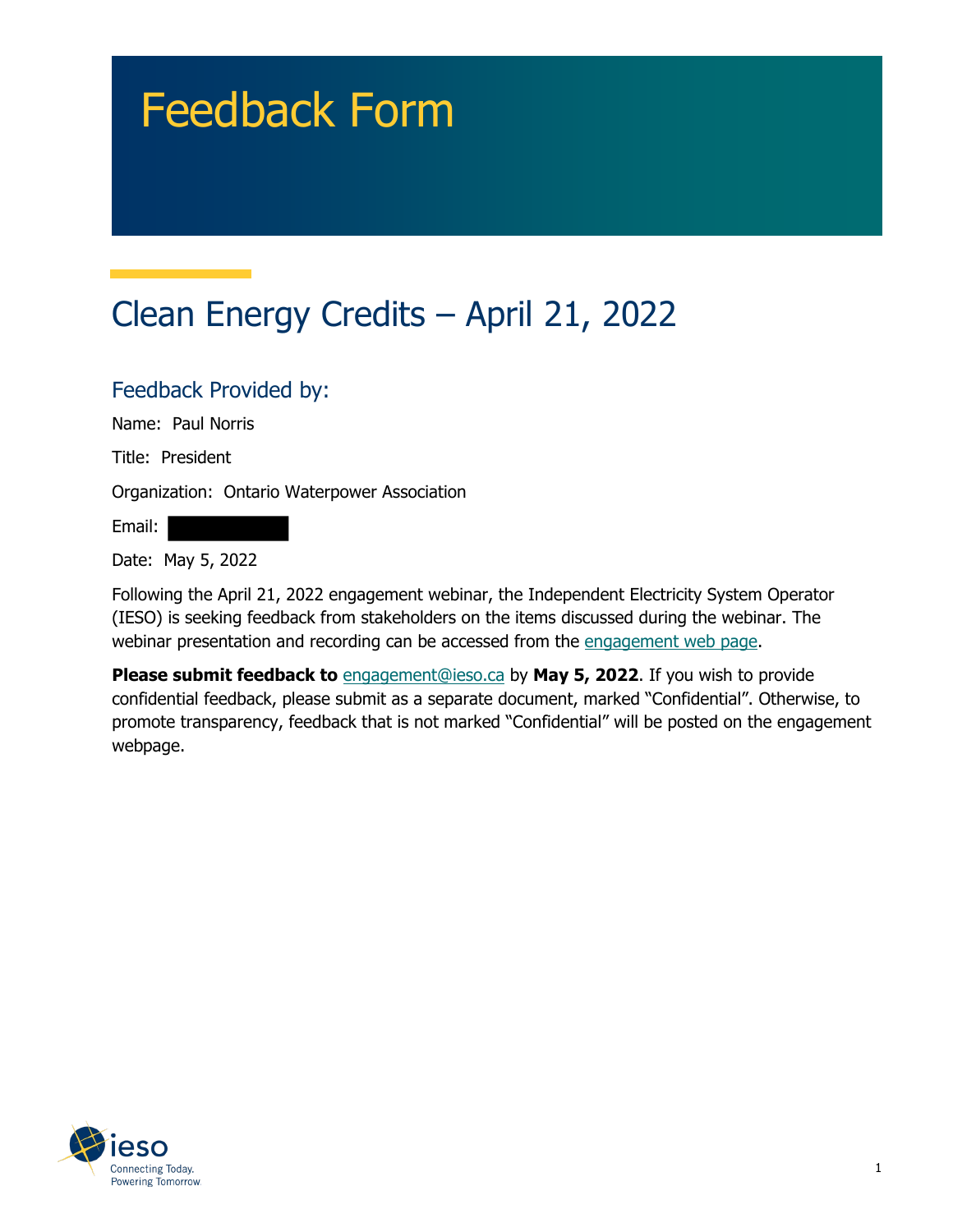# Feedback Form

## Clean Energy Credits – April 21, 2022

### Feedback Provided by:

Name: Paul Norris

Title: President

Organization: Ontario Waterpower Association

Email:

Date: May 5, 2022

Following the April 21, 2022 engagement webinar, the Independent Electricity System Operator (IESO) is seeking feedback from stakeholders on the items discussed during the webinar. The webinar presentation and recording can be accessed from the engagement web page.

**Please submit feedback to** engagement@ieso.ca by **May 5, 2022**. If you wish to provide confidential feedback, please submit as a separate document, marked "Confidential". Otherwise, to promote transparency, feedback that is not marked "Confidential" will be posted on the engagement webpage.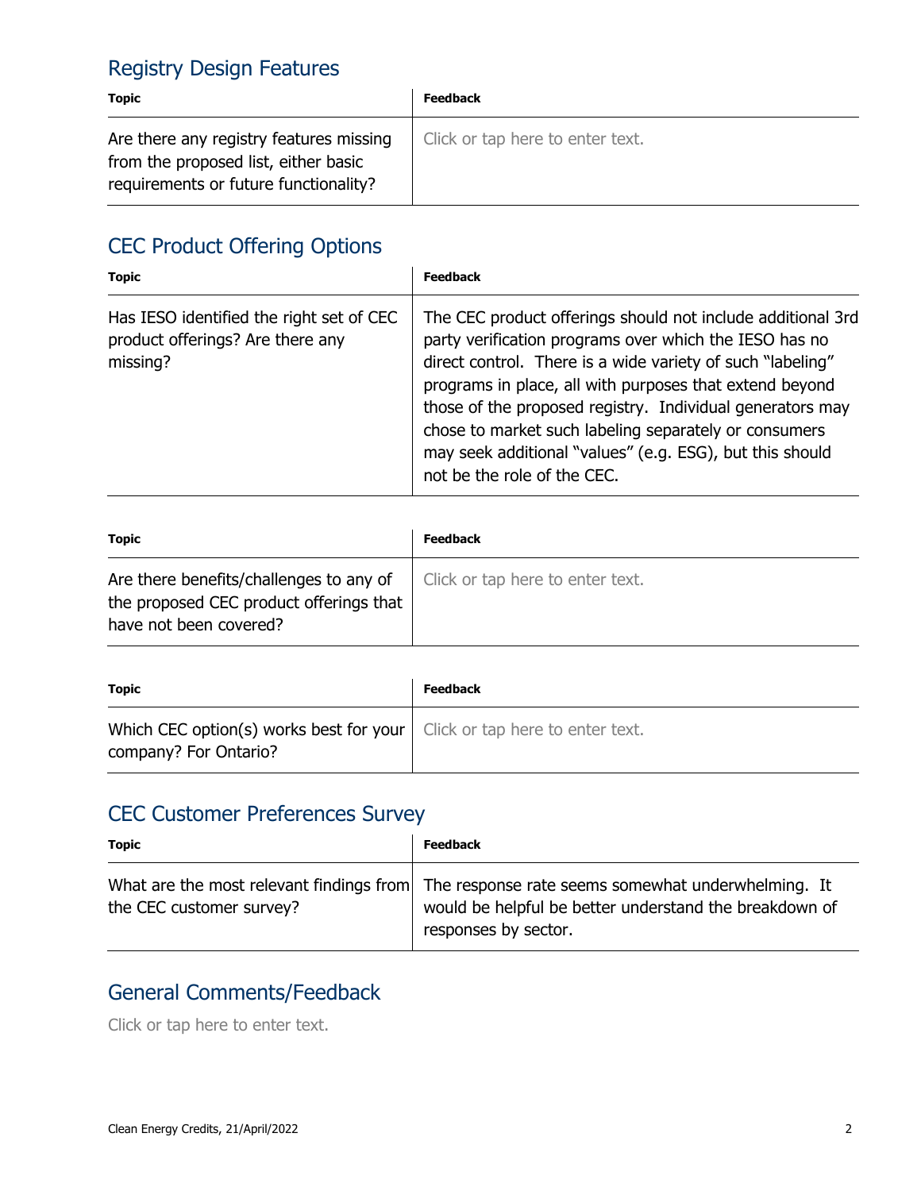## Registry Design Features

| Topic | Feedback |
|---|---|
| Are there any registry features missing from the proposed list, either basic requirements or future functionality? | Click or tap here to enter text. |

## CEC Product Offering Options

| Topic | Feedback |
|---|---|
| Has IESO identified the right set of CEC product offerings? Are there any missing? | The CEC product offerings should not include additional 3rd party verification programs over which the IESO has no direct control. There is a wide variety of such "labeling" programs in place, all with purposes that extend beyond those of the proposed registry. Individual generators may chose to market such labeling separately or consumers may seek additional "values" (e.g. ESG), but this should not be the role of the CEC. |

| Topic | Feedback |
|---|---|
| Are there benefits/challenges to any of the proposed CEC product offerings that have not been covered? | Click or tap here to enter text. |

| Topic | Feedback |
|---|---|
| Which CEC option(s) works best for your company? For Ontario? | Click or tap here to enter text. |

## CEC Customer Preferences Survey

| Topic | Feedback |
|---|---|
| What are the most relevant findings from the CEC customer survey? | The response rate seems somewhat underwhelming. It would be helpful be better understand the breakdown of responses by sector. |

## General Comments/Feedback

Click or tap here to enter text.